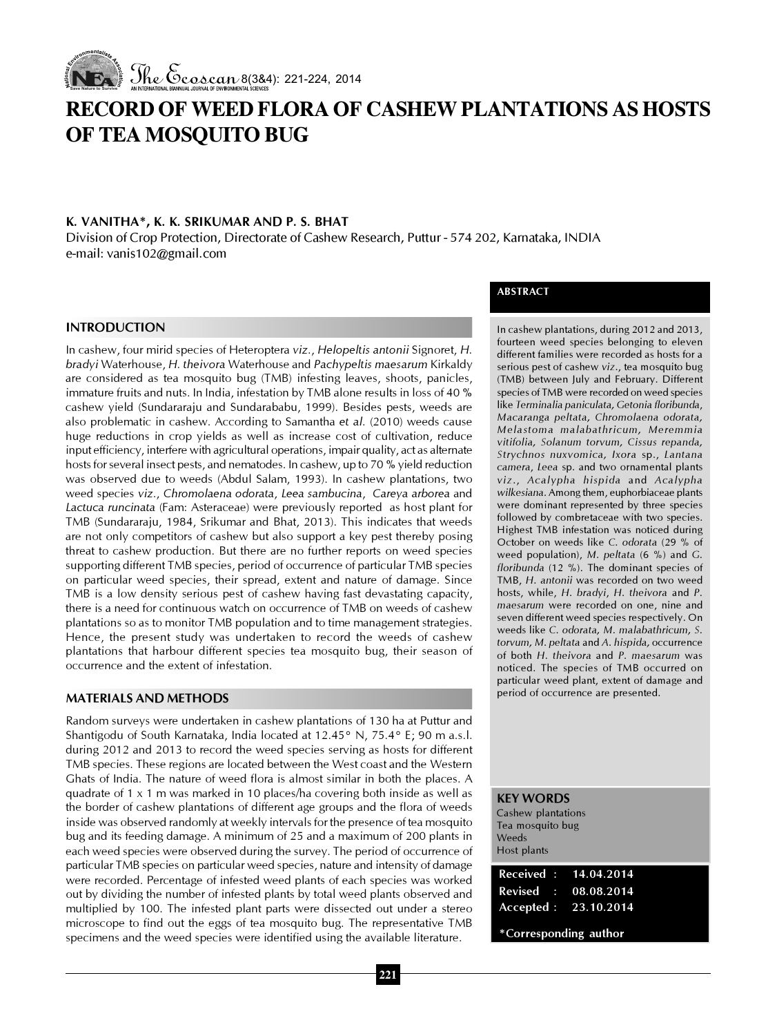// RECORD OF WEED FLORA OF CASHEW PLANTATIONS AS HOSTS OF TEA MOSQUITO BUG

**K. VANITHA*, K. K. SRIKUMAR AND P. S. BHAT**

Division of Crop Protection, Directorate of Cashew Research, Puttur - 574 202, Karnataka, INDIA
e-mail: vanis102@gmail.com

## ABSTRACT

In cashew plantations, during 2012 and 2013, fourteen weed species belonging to eleven different families were recorded as hosts for a serious pest of cashew *viz.*, tea mosquito bug (TMB) between July and February. Different species of TMB were recorded on weed species like *Terminalia paniculata*, *Getonia floribunda*, *Macaranga peltata*, *Chromolaena odorata*, *Melastoma malabathricum*, *Meremmia vitifolia*, *Solanum torvum*, *Cissus repanda*, *Strychnos nuxvomica*, *Ixora* sp., *Lantana camera*, *Leea* sp. and two ornamental plants *viz.*, *Acalypha hispida* and *Acalypha wilkesiana*. Among them, euphorbiaceae plants were dominant represented by three species followed by combretaceae with two species. Highest TMB infestation was noticed during October on weeds like *C. odorata* (29 % of weed population), *M. peltata* (6 %) and *G. floribunda* (12 %). The dominant species of TMB, *H. antonii* was recorded on two weed hosts, while, *H. bradyi*, *H. theivora* and *P. maesarum* were recorded on one, nine and seven different weed species respectively. On weeds like *C. odorata*, *M. malabathricum*, *S. torvum*, *M. peltata* and *A. hispida*, occurrence of both *H. theivora* and *P. maesarum* was noticed. The species of TMB occurred on particular weed plant, extent of damage and period of occurrence are presented.

**KEY WORDS**

Cashew plantations
Tea mosquito bug
Weeds
Host plants

Received : 14.04.2014
Revised : 08.08.2014
Accepted : 23.10.2014

*Corresponding author

## INTRODUCTION

In cashew, four mirid species of Heteroptera *viz.*, *Helopeltis antonii* Signoret, *H. bradyi* Waterhouse, *H. theivora* Waterhouse and *Pachypeltis maesarum* Kirkaldy are considered as tea mosquito bug (TMB) infesting leaves, shoots, panicles, immature fruits and nuts. In India, infestation by TMB alone results in loss of 40 % cashew yield (Sundararaju and Sundarababu, 1999). Besides pests, weeds are also problematic in cashew. According to Samantha *et al.* (2010) weeds cause huge reductions in crop yields as well as increase cost of cultivation, reduce input efficiency, interfere with agricultural operations, impair quality, act as alternate hosts for several insect pests, and nematodes. In cashew, up to 70 % yield reduction was observed due to weeds (Abdul Salam, 1993). In cashew plantations, two weed species *viz.*, *Chromolaena odorata*, *Leea sambucina*, *Careya arborea* and *Lactuca runcinata* (Fam: Asteraceae) were previously reported as host plant for TMB (Sundararaju, 1984, Srikumar and Bhat, 2013). This indicates that weeds are not only competitors of cashew but also support a key pest thereby posing threat to cashew production. But there are no further reports on weed species supporting different TMB species, period of occurrence of particular TMB species on particular weed species, their spread, extent and nature of damage. Since TMB is a low density serious pest of cashew having fast devastating capacity, there is a need for continuous watch on occurrence of TMB on weeds of cashew plantations so as to monitor TMB population and to time management strategies. Hence, the present study was undertaken to record the weeds of cashew plantations that harbour different species tea mosquito bug, their season of occurrence and the extent of infestation.

## MATERIALS AND METHODS

Random surveys were undertaken in cashew plantations of 130 ha at Puttur and Shantigodu of South Karnataka, India located at 12.45° N, 75.4° E; 90 m a.s.l. during 2012 and 2013 to record the weed species serving as hosts for different TMB species. These regions are located between the West coast and the Western Ghats of India. The nature of weed flora is almost similar in both the places. A quadrate of 1 x 1 m was marked in 10 places/ha covering both inside as well as the border of cashew plantations of different age groups and the flora of weeds inside was observed randomly at weekly intervals for the presence of tea mosquito bug and its feeding damage. A minimum of 25 and a maximum of 200 plants in each weed species were observed during the survey. The period of occurrence of particular TMB species on particular weed species, nature and intensity of damage were recorded. Percentage of infested weed plants of each species was worked out by dividing the number of infested plants by total weed plants observed and multiplied by 100. The infested plant parts were dissected out under a stereo microscope to find out the eggs of tea mosquito bug. The representative TMB specimens and the weed species were identified using the available literature.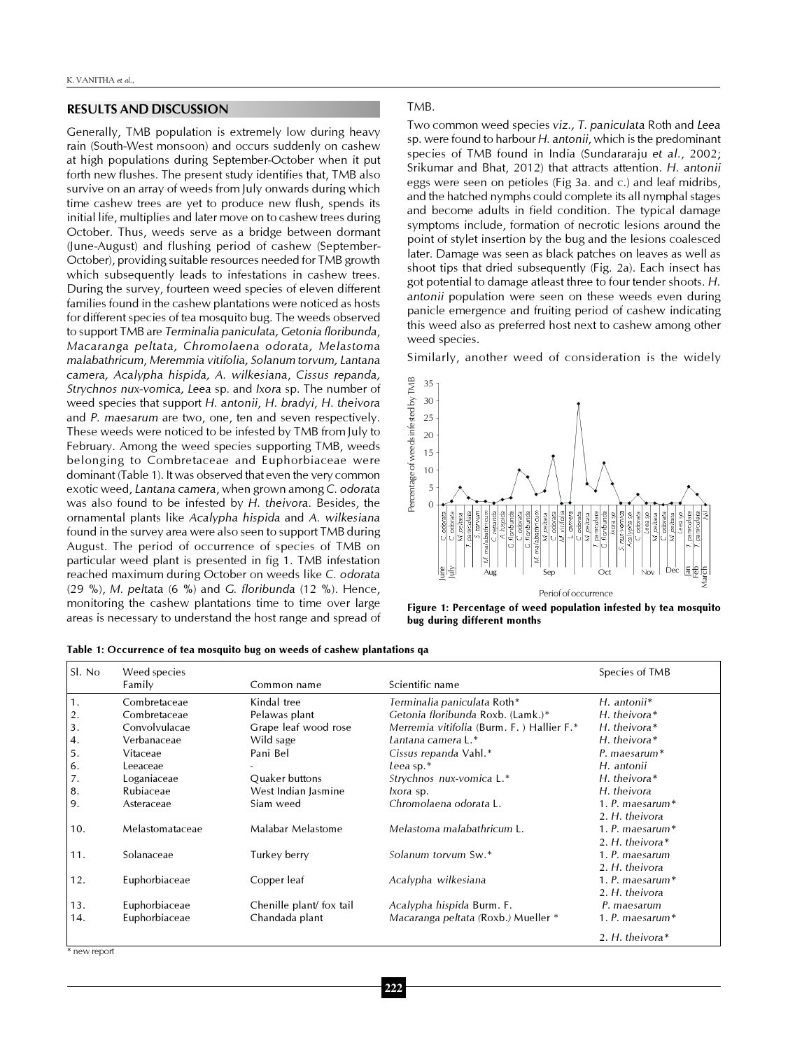## RESULTS AND DISCUSSION

Generally, TMB population is extremely low during heavy rain (South-West monsoon) and occurs suddenly on cashew at high populations during September-October when it put forth new flushes. The present study identifies that, TMB also survive on an array of weeds from July onwards during which time cashew trees are yet to produce new flush, spends its initial life, multiplies and later move on to cashew trees during October. Thus, weeds serve as a bridge between dormant (June-August) and flushing period of cashew (September-October), providing suitable resources needed for TMB growth which subsequently leads to infestations in cashew trees. During the survey, fourteen weed species of eleven different families found in the cashew plantations were noticed as hosts for different species of tea mosquito bug. The weeds observed to support TMB are *Terminalia paniculata, Getonia floribunda, Macaranga peltata, Chromolaena odorata, Melastoma malabathricum, Merremia vitifolia, Solanum torvum, Lantana camera, Acalypha hispida, A. wilkesiana, Cissus repanda, Strychnos nux-vomica, Leea* sp. and *Ixora* sp. The number of weed species that support *H. antonii*, *H. bradyi*, *H. theivora* and *P. maesarum* are two, one, ten and seven respectively. These weeds were noticed to be infested by TMB from July to February. Among the weed species supporting TMB, weeds belonging to Combretaceae and Euphorbiaceae were dominant (Table 1). It was observed that even the very common exotic weed, *Lantana camera*, when grown among *C. odorata* was also found to be infested by *H. theivora*. Besides, the ornamental plants like *Acalypha hispida* and *A. wilkesiana* found in the survey area were also seen to support TMB during August. The period of occurrence of species of TMB on particular weed plant is presented in fig 1. TMB infestation reached maximum during October on weeds like *C. odorata* (29 %), *M. peltata* (6 %) and *G. floribunda* (12 %). Hence, monitoring the cashew plantations time to time over large areas is necessary to understand the host range and spread of TMB.

Two common weed species *viz., T. paniculata* Roth and *Leea* sp. were found to harbour *H. antonii*, which is the predominant species of TMB found in India (Sundararaju *et al.*, 2002; Srikumar and Bhat, 2012) that attracts attention. *H. antonii* eggs were seen on petioles (Fig 3a. and c.) and leaf midribs, and the hatched nymphs could complete its all nymphal stages and become adults in field condition. The typical damage symptoms include, formation of necrotic lesions around the point of stylet insertion by the bug and the lesions coalesced later. Damage was seen as black patches on leaves as well as shoot tips that dried subsequently (Fig. 2a). Each insect has got potential to damage atleast three to four tender shoots. *H. antonii* population were seen on these weeds even during panicle emergence and fruiting period of cashew indicating this weed also as preferred host next to cashew among other weed species.

Similarly, another weed of consideration is the widely

**Figure 1: Percentage of weed population infested by tea mosquito bug during different months**

**Table 1: Occurrence of tea mosquito bug on weeds of cashew plantations qa**

| Sl. No | Weed species Family | Common name | Scientific name | Species of TMB |
|---|---|---|---|---|
| 1. | Combretaceae | Kindal tree | *Terminalia paniculata* Roth* | *H. antonii** |
| 2. | Combretaceae | Pelawas plant | *Getonia floribunda* Roxb. (Lamk.)* | *H. theivora** |
| 3. | Convolvulacae | Grape leaf wood rose | *Merremia vitifolia* (Burm. F. ) Hallier F.* | *H. theivora** |
| 4. | Verbanaceae | Wild sage | *Lantana camera* L.* | *H. theivora** |
| 5. | Vitaceae | Pani Bel | *Cissus repanda* Vahl.* | *P. maesarum** |
| 6. | Leeaceae | - | *Leea* sp.* | *H. antonii* |
| 7. | Loganiaceae | Quaker buttons | *Strychnos nux-vomica* L.* | *H. theivora** |
| 8. | Rubiaceae | West Indian Jasmine | *Ixora* sp. | *H. theivora* |
| 9. | Asteraceae | Siam weed | *Chromolaena odorata* L. | 1. *P. maesarum** 2. *H. theivora* |
| 10. | Melastomataceae | Malabar Melastome | *Melastoma malabathricum* L. | 1. *P. maesarum** 2. *H. theivora** |
| 11. | Solanaceae | Turkey berry | *Solanum torvum* Sw.* | 1. *P. maesarum* 2. *H. theivora* |
| 12. | Euphorbiaceae | Copper leaf | *Acalypha wilkesiana* | 1. *P. maesarum** 2. *H. theivora* |
| 13. | Euphorbiaceae | Chenille plant/ fox tail | *Acalypha hispida* Burm. F. | *P. maesarum* |
| 14. | Euphorbiaceae | Chandada plant | *Macaranga peltata (*Roxb.) Mueller * | 1. *P. maesarum** 2. *H. theivora** |

\* new report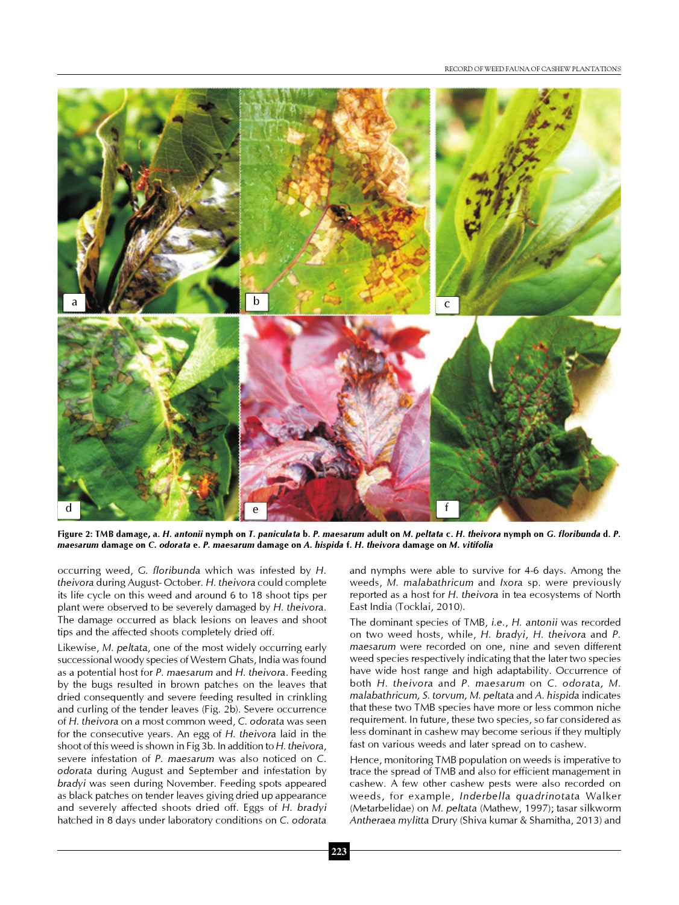**Figure 2: TMB damage, a. *H. antonii* nymph on *T. paniculata* b. *P. maesarum* adult on *M. peltata* c. *H. theivora* nymph on *G. floribunda* d. *P. maesarum* damage on *C. odorata* e. *P. maesarum* damage on *A. hispida* f. *H. theivora* damage on *M. vitifolia***

occurring weed, *G. floribunda* which was infested by *H. theivora* during August- October. *H. theivora* could complete its life cycle on this weed and around 6 to 18 shoot tips per plant were observed to be severely damaged by *H. theivora*. The damage occurred as black lesions on leaves and shoot tips and the affected shoots completely dried off.

Likewise, *M. peltata*, one of the most widely occurring early successional woody species of Western Ghats, India was found as a potential host for *P. maesarum* and *H. theivora*. Feeding by the bugs resulted in brown patches on the leaves that dried consequently and severe feeding resulted in crinkling and curling of the tender leaves (Fig. 2b). Severe occurrence of *H. theivora* on a most common weed, *C. odorata* was seen for the consecutive years. An egg of *H. theivora* laid in the shoot of this weed is shown in Fig 3b. In addition to *H. theivora*, severe infestation of *P. maesarum* was also noticed on *C. odorata* during August and September and infestation by *bradyi* was seen during November. Feeding spots appeared as black patches on tender leaves giving dried up appearance and severely affected shoots dried off. Eggs of *H. bradyi* hatched in 8 days under laboratory conditions on *C. odorata* and nymphs were able to survive for 4-6 days. Among the weeds, *M. malabathricum* and *Ixora* sp. were previously reported as a host for *H. theivora* in tea ecosystems of North East India (Tocklai, 2010).

The dominant species of TMB, *i.e.*, *H. antonii* was recorded on two weed hosts, while, *H. bradyi*, *H. theivora* and *P. maesarum* were recorded on one, nine and seven different weed species respectively indicating that the later two species have wide host range and high adaptability. Occurrence of both *H. theivora* and *P. maesarum* on *C. odorata, M. malabathricum, S. torvum, M. peltata* and *A. hispida* indicates that these two TMB species have more or less common niche requirement. In future, these two species, so far considered as less dominant in cashew may become serious if they multiply fast on various weeds and later spread on to cashew.

Hence, monitoring TMB population on weeds is imperative to trace the spread of TMB and also for efficient management in cashew. A few other cashew pests were also recorded on weeds, for example, *Inderbella quadrinotata* Walker (Metarbelidae) on *M. peltata* (Mathew, 1997); tasar silkworm *Antheraea mylitta* Drury (Shiva kumar & Shamitha, 2013) and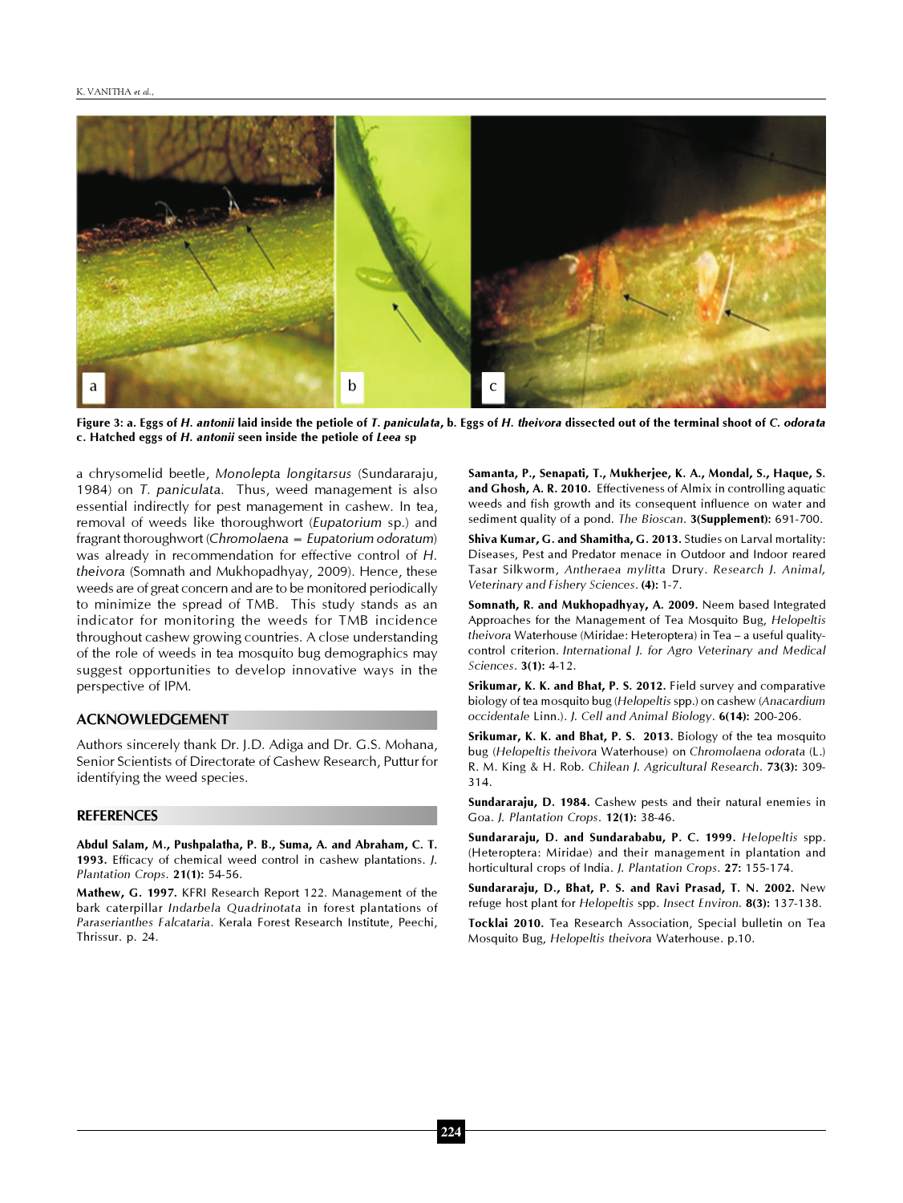Figure 3: a. Eggs of *H. antonii* laid inside the petiole of *T. paniculata*, b. Eggs of *H. theivora* dissected out of the terminal shoot of *C. odorata* c. Hatched eggs of *H. antonii* seen inside the petiole of *Leea* sp

a chrysomelid beetle, *Monolepta longitarsus* (Sundararaju, 1984) on *T. paniculata*. Thus, weed management is also essential indirectly for pest management in cashew. In tea, removal of weeds like thoroughwort (*Eupatorium* sp.) and fragrant thoroughwort (*Chromolaena* = *Eupatorium odoratum*) was already in recommendation for effective control of *H. theivora* (Somnath and Mukhopadhyay, 2009). Hence, these weeds are of great concern and are to be monitored periodically to minimize the spread of TMB. This study stands as an indicator for monitoring the weeds for TMB incidence throughout cashew growing countries. A close understanding of the role of weeds in tea mosquito bug demographics may suggest opportunities to develop innovative ways in the perspective of IPM.

## ACKNOWLEDGEMENT

Authors sincerely thank Dr. J.D. Adiga and Dr. G.S. Mohana, Senior Scientists of Directorate of Cashew Research, Puttur for identifying the weed species.

## REFERENCES

**Abdul Salam, M., Pushpalatha, P. B., Suma, A. and Abraham, C. T. 1993.** Efficacy of chemical weed control in cashew plantations. *J. Plantation Crops*. **21(1):** 54-56.

**Mathew, G. 1997.** KFRI Research Report 122. Management of the bark caterpillar *Indarbela Quadrinotata* in forest plantations of *Paraserianthes Falcataria*. Kerala Forest Research Institute, Peechi, Thrissur. p. 24.

**Samanta, P., Senapati, T., Mukherjee, K. A., Mondal, S., Haque, S. and Ghosh, A. R. 2010.** Effectiveness of Almix in controlling aquatic weeds and fish growth and its consequent influence on water and sediment quality of a pond. *The Bioscan*. **3(Supplement):** 691-700.

**Shiva Kumar, G. and Shamitha, G. 2013.** Studies on Larval mortality: Diseases, Pest and Predator menace in Outdoor and Indoor reared Tasar Silkworm, *Antheraea mylitta* Drury. *Research J. Animal, Veterinary and Fishery Sciences*. **(4):** 1-7.

**Somnath, R. and Mukhopadhyay, A. 2009.** Neem based Integrated Approaches for the Management of Tea Mosquito Bug, *Helopeltis theivora* Waterhouse (Miridae: Heteroptera) in Tea – a useful quality-control criterion. *International J. for Agro Veterinary and Medical Sciences*. **3(1):** 4-12.

**Srikumar, K. K. and Bhat, P. S. 2012.** Field survey and comparative biology of tea mosquito bug (*Helopeltis* spp.) on cashew (*Anacardium occidentale* Linn.). *J. Cell and Animal Biology*. **6(14):** 200-206.

**Srikumar, K. K. and Bhat, P. S. 2013.** Biology of the tea mosquito bug (*Helopeltis theivora* Waterhouse) on *Chromolaena odorata* (L.) R. M. King & H. Rob. *Chilean J. Agricultural Research*. **73(3):** 309-314.

**Sundararaju, D. 1984.** Cashew pests and their natural enemies in Goa. *J. Plantation Crops*. **12(1):** 38-46.

**Sundararaju, D. and Sundarababu, P. C. 1999.** *Helopeltis* spp. (Heteroptera: Miridae) and their management in plantation and horticultural crops of India. *J. Plantation Crops*. **27:** 155-174.

**Sundararaju, D., Bhat, P. S. and Ravi Prasad, T. N. 2002.** New refuge host plant for *Helopeltis* spp. *Insect Environ*. **8(3):** 137-138.

**Tocklai 2010.** Tea Research Association, Special bulletin on Tea Mosquito Bug, *Helopeltis theivora* Waterhouse. p.10.